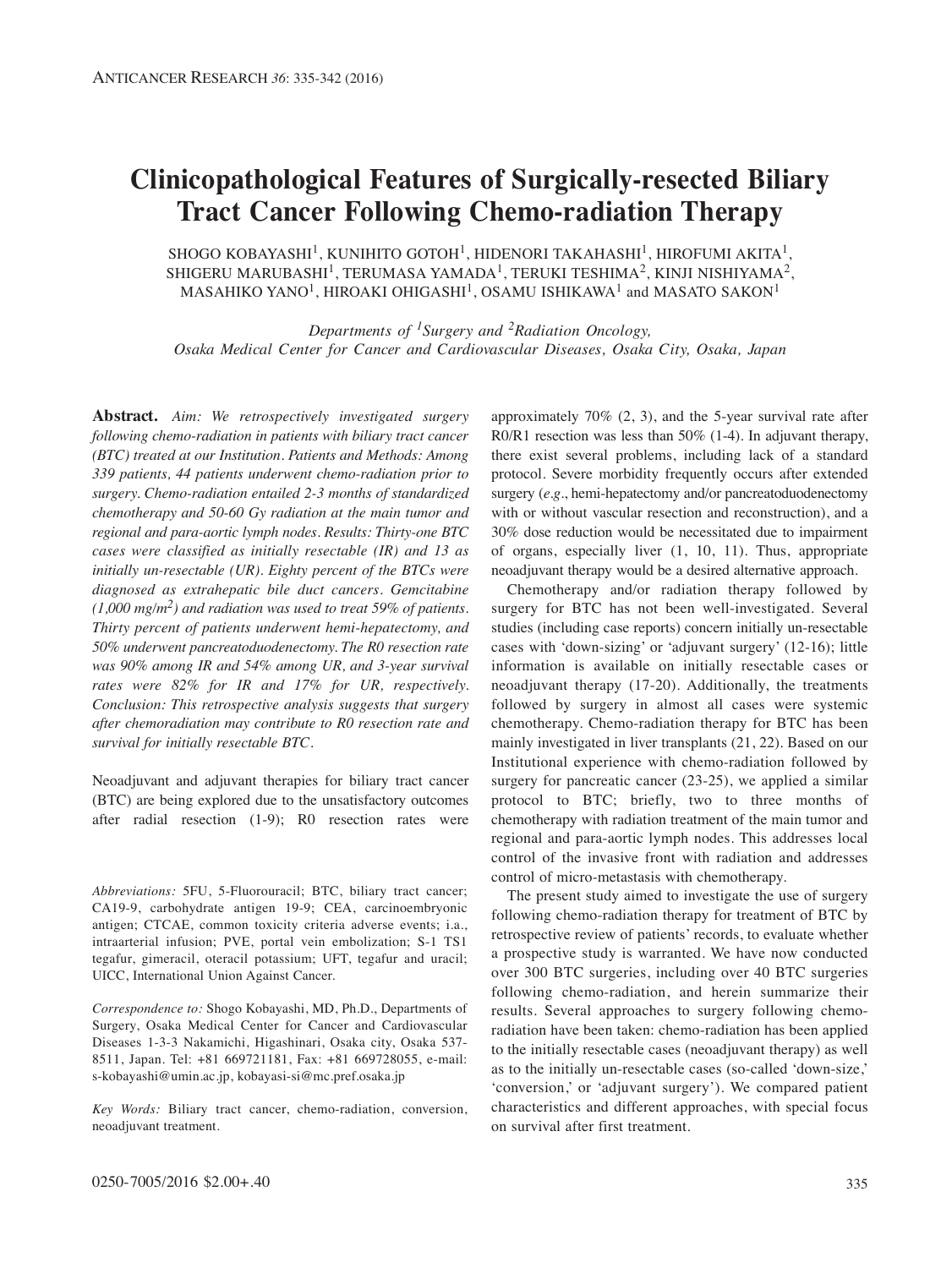# Clinicopathological Features of Surgically-resected Biliary Tract Cancer Following Chemo-radiation Therapy

SHOGO KOBAYASHI[1], KUNIHITO GOTOH[1], HIDENORI TAKAHASHI[1], HIROFUMI AKITA[1], SHIGERU MARUBASHI[1], TERUMASA YAMADA[1], TERUKI TESHIMA[2], KINJI NISHIYAMA[2], MASAHIKO YANO[1], HIROAKI OHIGASHI[1], OSAMU ISHIKAWA[1] and MASATO SAKON[1]

*Departments of [1]Surgery and [2]Radiation Oncology, Osaka Medical Center for Cancer and Cardiovascular Diseases, Osaka City, Osaka, Japan*

**Abstract.** *Aim: We retrospectively investigated surgery following chemo-radiation in patients with biliary tract cancer (BTC) treated at our Institution. Patients and Methods: Among 339 patients, 44 patients underwent chemo-radiation prior to surgery. Chemo-radiation entailed 2-3 months of standardized chemotherapy and 50-60 Gy radiation at the main tumor and regional and para-aortic lymph nodes. Results: Thirty-one BTC cases were classified as initially resectable (IR) and 13 as initially un-resectable (UR). Eighty percent of the BTCs were diagnosed as extrahepatic bile duct cancers. Gemcitabine (1,000 mg/m²) and radiation was used to treat 59% of patients. Thirty percent of patients underwent hemi-hepatectomy, and 50% underwent pancreatoduodenectomy. The R0 resection rate was 90% among IR and 54% among UR, and 3-year survival rates were 82% for IR and 17% for UR, respectively. Conclusion: This retrospective analysis suggests that surgery after chemoradiation may contribute to R0 resection rate and survival for initially resectable BTC.*

Neoadjuvant and adjuvant therapies for biliary tract cancer (BTC) are being explored due to the unsatisfactory outcomes after radial resection (1-9); R0 resection rates were approximately 70% (2, 3), and the 5-year survival rate after R0/R1 resection was less than 50% (1-4). In adjuvant therapy, there exist several problems, including lack of a standard protocol. Severe morbidity frequently occurs after extended surgery (*e.g.*, hemi-hepatectomy and/or pancreatoduodenectomy with or without vascular resection and reconstruction), and a 30% dose reduction would be necessitated due to impairment of organs, especially liver (1, 10, 11). Thus, appropriate neoadjuvant therapy would be a desired alternative approach.

Chemotherapy and/or radiation therapy followed by surgery for BTC has not been well-investigated. Several studies (including case reports) concern initially un-resectable cases with 'down-sizing' or 'adjuvant surgery' (12-16); little information is available on initially resectable cases or neoadjuvant therapy (17-20). Additionally, the treatments followed by surgery in almost all cases were systemic chemotherapy. Chemo-radiation therapy for BTC has been mainly investigated in liver transplants (21, 22). Based on our Institutional experience with chemo-radiation followed by surgery for pancreatic cancer (23-25), we applied a similar protocol to BTC; briefly, two to three months of chemotherapy with radiation treatment of the main tumor and regional and para-aortic lymph nodes. This addresses local control of the invasive front with radiation and addresses control of micro-metastasis with chemotherapy.

The present study aimed to investigate the use of surgery following chemo-radiation therapy for treatment of BTC by retrospective review of patients' records, to evaluate whether a prospective study is warranted. We have now conducted over 300 BTC surgeries, including over 40 BTC surgeries following chemo-radiation, and herein summarize their results. Several approaches to surgery following chemo-radiation have been taken: chemo-radiation has been applied to the initially resectable cases (neoadjuvant therapy) as well as to the initially un-resectable cases (so-called 'down-size,' 'conversion,' or 'adjuvant surgery'). We compared patient characteristics and different approaches, with special focus on survival after first treatment.

*Abbreviations:* 5FU, 5-Fluorouracil; BTC, biliary tract cancer; CA19-9, carbohydrate antigen 19-9; CEA, carcinoembryonic antigen; CTCAE, common toxicity criteria adverse events; i.a., intraarterial infusion; PVE, portal vein embolization; S-1 TS1 tegafur, gimeracil, oteracil potassium; UFT, tegafur and uracil; UICC, International Union Against Cancer.

*Correspondence to:* Shogo Kobayashi, MD, Ph.D., Departments of Surgery, Osaka Medical Center for Cancer and Cardiovascular Diseases 1-3-3 Nakamichi, Higashinari, Osaka city, Osaka 537-8511, Japan. Tel: +81 669721181, Fax: +81 669728055, e-mail: s-kobayashi@umin.ac.jp, kobayasi-si@mc.pref.osaka.jp

*Key Words:* Biliary tract cancer, chemo-radiation, conversion, neoadjuvant treatment.

0250-7005/2016 $2.00+.40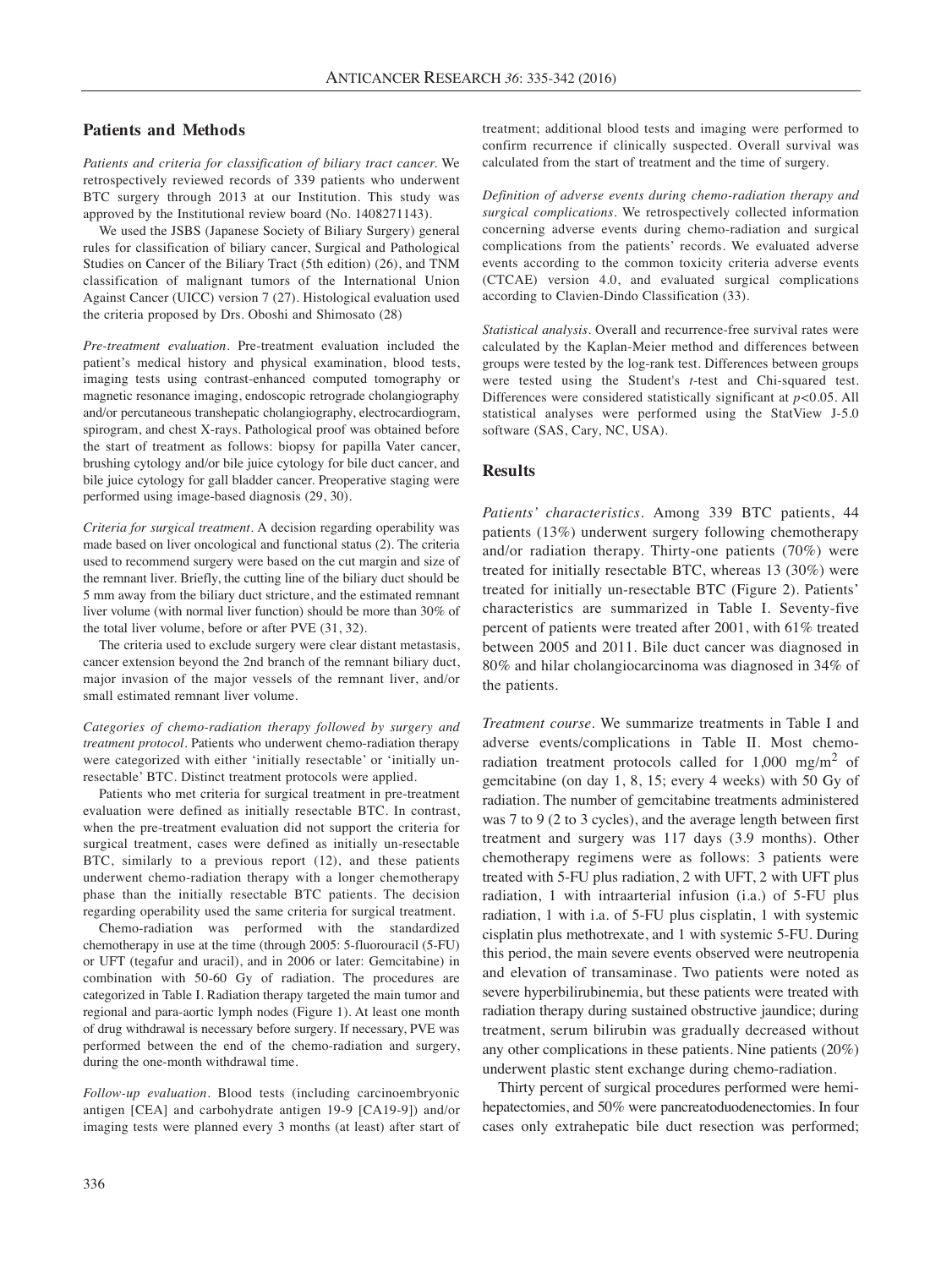## Patients and Methods

*Patients and criteria for classification of biliary tract cancer.* We retrospectively reviewed records of 339 patients who underwent BTC surgery through 2013 at our Institution. This study was approved by the Institutional review board (No. 1408271143).

We used the JSBS (Japanese Society of Biliary Surgery) general rules for classification of biliary cancer, Surgical and Pathological Studies on Cancer of the Biliary Tract (5th edition) (26), and TNM classification of malignant tumors of the International Union Against Cancer (UICC) version 7 (27). Histological evaluation used the criteria proposed by Drs. Oboshi and Shimosato (28)

*Pre-treatment evaluation.* Pre-treatment evaluation included the patient's medical history and physical examination, blood tests, imaging tests using contrast-enhanced computed tomography or magnetic resonance imaging, endoscopic retrograde cholangiography and/or percutaneous transhepatic cholangiography, electrocardiogram, spirogram, and chest X-rays. Pathological proof was obtained before the start of treatment as follows: biopsy for papilla Vater cancer, brushing cytology and/or bile juice cytology for bile duct cancer, and bile juice cytology for gall bladder cancer. Preoperative staging were performed using image-based diagnosis (29, 30).

*Criteria for surgical treatment.* A decision regarding operability was made based on liver oncological and functional status (2). The criteria used to recommend surgery were based on the cut margin and size of the remnant liver. Briefly, the cutting line of the biliary duct should be 5 mm away from the biliary duct stricture, and the estimated remnant liver volume (with normal liver function) should be more than 30% of the total liver volume, before or after PVE (31, 32).

The criteria used to exclude surgery were clear distant metastasis, cancer extension beyond the 2nd branch of the remnant biliary duct, major invasion of the major vessels of the remnant liver, and/or small estimated remnant liver volume.

*Categories of chemo-radiation therapy followed by surgery and treatment protocol.* Patients who underwent chemo-radiation therapy were categorized with either 'initially resectable' or 'initially un-resectable' BTC. Distinct treatment protocols were applied.

Patients who met criteria for surgical treatment in pre-treatment evaluation were defined as initially resectable BTC. In contrast, when the pre-treatment evaluation did not support the criteria for surgical treatment, cases were defined as initially un-resectable BTC, similarly to a previous report (12), and these patients underwent chemo-radiation therapy with a longer chemotherapy phase than the initially resectable BTC patients. The decision regarding operability used the same criteria for surgical treatment.

Chemo-radiation was performed with the standardized chemotherapy in use at the time (through 2005: 5-fluorouracil (5-FU) or UFT (tegafur and uracil), and in 2006 or later: Gemcitabine) in combination with 50-60 Gy of radiation. The procedures are categorized in Table I. Radiation therapy targeted the main tumor and regional and para-aortic lymph nodes (Figure 1). At least one month of drug withdrawal is necessary before surgery. If necessary, PVE was performed between the end of the chemo-radiation and surgery, during the one-month withdrawal time.

*Follow-up evaluation.* Blood tests (including carcinoembryonic antigen [CEA] and carbohydrate antigen 19-9 [CA19-9]) and/or imaging tests were planned every 3 months (at least) after start of treatment; additional blood tests and imaging were performed to confirm recurrence if clinically suspected. Overall survival was calculated from the start of treatment and the time of surgery.

*Definition of adverse events during chemo-radiation therapy and surgical complications.* We retrospectively collected information concerning adverse events during chemo-radiation and surgical complications from the patients' records. We evaluated adverse events according to the common toxicity criteria adverse events (CTCAE) version 4.0, and evaluated surgical complications according to Clavien-Dindo Classification (33).

*Statistical analysis.* Overall and recurrence-free survival rates were calculated by the Kaplan-Meier method and differences between groups were tested by the log-rank test. Differences between groups were tested using the Student's *t*-test and Chi-squared test. Differences were considered statistically significant at $p<0.05$. All statistical analyses were performed using the StatView J-5.0 software (SAS, Cary, NC, USA).

## Results

*Patients' characteristics.* Among 339 BTC patients, 44 patients (13%) underwent surgery following chemotherapy and/or radiation therapy. Thirty-one patients (70%) were treated for initially resectable BTC, whereas 13 (30%) were treated for initially un-resectable BTC (Figure 2). Patients' characteristics are summarized in Table I. Seventy-five percent of patients were treated after 2001, with 61% treated between 2005 and 2011. Bile duct cancer was diagnosed in 80% and hilar cholangiocarcinoma was diagnosed in 34% of the patients.

*Treatment course.* We summarize treatments in Table I and adverse events/complications in Table II. Most chemo-radiation treatment protocols called for 1,000 mg/m$^2$ of gemcitabine (on day 1, 8, 15; every 4 weeks) with 50 Gy of radiation. The number of gemcitabine treatments administered was 7 to 9 (2 to 3 cycles), and the average length between first treatment and surgery was 117 days (3.9 months). Other chemotherapy regimens were as follows: 3 patients were treated with 5-FU plus radiation, 2 with UFT, 2 with UFT plus radiation, 1 with intraarterial infusion (i.a.) of 5-FU plus radiation, 1 with i.a. of 5-FU plus cisplatin, 1 with systemic cisplatin plus methotrexate, and 1 with systemic 5-FU. During this period, the main severe events observed were neutropenia and elevation of transaminase. Two patients were noted as severe hyperbilirubinemia, but these patients were treated with radiation therapy during sustained obstructive jaundice; during treatment, serum bilirubin was gradually decreased without any other complications in these patients. Nine patients (20%) underwent plastic stent exchange during chemo-radiation.

Thirty percent of surgical procedures performed were hemi-hepatectomies, and 50% were pancreatoduodenectomies. In four cases only extrahepatic bile duct resection was performed;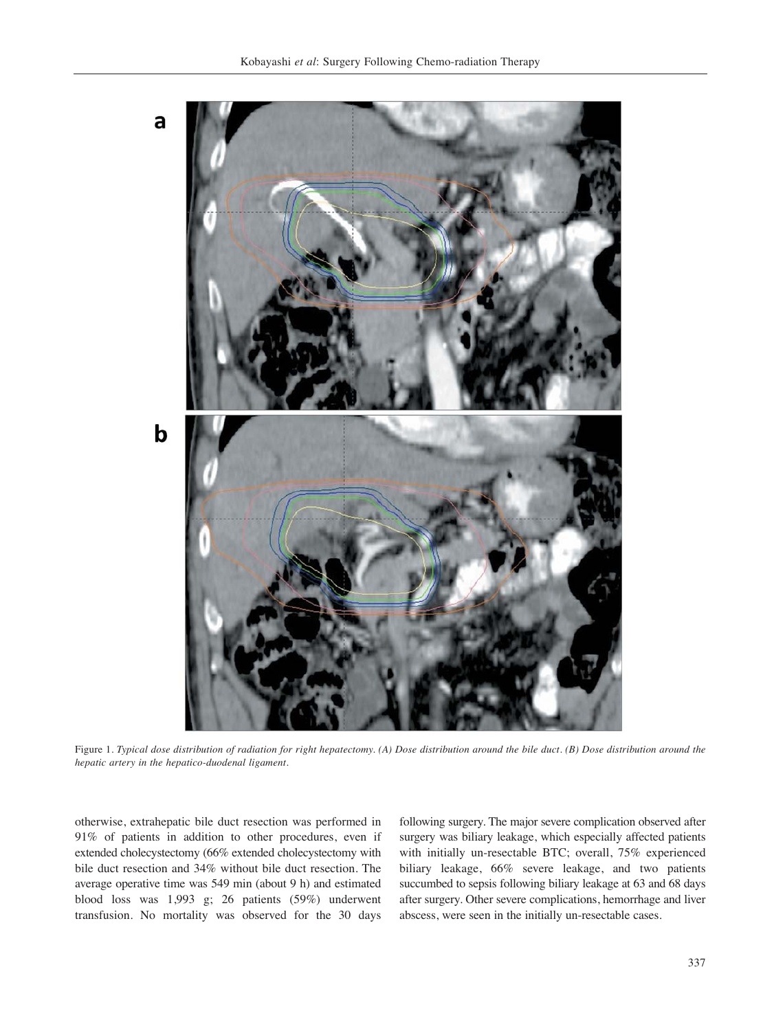Figure 1. *Typical dose distribution of radiation for right hepatectomy. (A) Dose distribution around the bile duct. (B) Dose distribution around the hepatic artery in the hepatico-duodenal ligament.*

otherwise, extrahepatic bile duct resection was performed in 91% of patients in addition to other procedures, even if extended cholecystectomy (66% extended cholecystectomy with bile duct resection and 34% without bile duct resection. The average operative time was 549 min (about 9 h) and estimated blood loss was 1,993 g; 26 patients (59%) underwent transfusion. No mortality was observed for the 30 days following surgery. The major severe complication observed after surgery was biliary leakage, which especially affected patients with initially un-resectable BTC; overall, 75% experienced biliary leakage, 66% severe leakage, and two patients succumbed to sepsis following biliary leakage at 63 and 68 days after surgery. Other severe complications, hemorrhage and liver abscess, were seen in the initially un-resectable cases.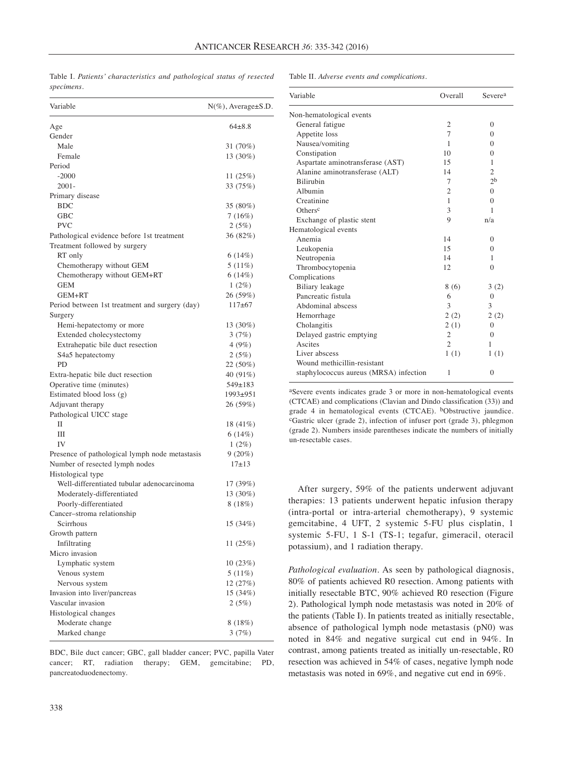Table I. *Patients' characteristics and pathological status of resected specimens.*

| Variable | N(%), Average±S.D. |
|---|---|
| Age | 64±8.8 |
| Gender | |
| Male | 31 (70%) |
| Female | 13 (30%) |
| Period | |
| -2000 | 11 (25%) |
| 2001- | 33 (75%) |
| Primary disease | |
| BDC | 35 (80%) |
| GBC | 7 (16%) |
| PVC | 2 (5%) |
| Pathological evidence before 1st treatment | 36 (82%) |
| Treatment followed by surgery | |
| RT only | 6 (14%) |
| Chemotherapy without GEM | 5 (11%) |
| Chemotherapy without GEM+RT | 6 (14%) |
| GEM | 1 (2%) |
| GEM+RT | 26 (59%) |
| Period between 1st treatment and surgery (day) | 117±67 |
| Surgery | |
| Hemi-hepatectomy or more | 13 (30%) |
| Extended cholecystectomy | 3 (7%) |
| Extrahepatic bile duct resection | 4 (9%) |
| S4a5 hepatectomy | 2 (5%) |
| PD | 22 (50%) |
| Extra-hepatic bile duct resection | 40 (91%) |
| Operative time (minutes) | 549±183 |
| Estimated blood loss (g) | 1993±951 |
| Adjuvant therapy | 26 (59%) |
| Pathological UICC stage | |
| II | 18 (41%) |
| III | 6 (14%) |
| IV | 1 (2%) |
| Presence of pathological lymph node metastasis | 9 (20%) |
| Number of resected lymph nodes | 17±13 |
| Histological type | |
| Well-differentiated tubular adenocarcinoma | 17 (39%) |
| Moderately-differentiated | 13 (30%) |
| Poorly-differentiated | 8 (18%) |
| Cancer–stroma relationship | |
| Scirrhous | 15 (34%) |
| Growth pattern | |
| Infiltrating | 11 (25%) |
| Micro invasion | |
| Lymphatic system | 10 (23%) |
| Venous system | 5 (11%) |
| Nervous system | 12 (27%) |
| Invasion into liver/pancreas | 15 (34%) |
| Vascular invasion | 2 (5%) |
| Histological changes | |
| Moderate change | 8 (18%) |
| Marked change | 3 (7%) |

BDC, Bile duct cancer; GBC, gall bladder cancer; PVC, papilla Vater cancer; RT, radiation therapy; GEM, gemcitabine; PD, pancreatoduodenectomy.

Table II. *Adverse events and complications.*

| Variable | Overall | Severe[a] |
|---|---|---|
| Non-hematological events | | |
| General fatigue | 2 | 0 |
| Appetite loss | 7 | 0 |
| Nausea/vomiting | 1 | 0 |
| Constipation | 10 | 0 |
| Aspartate aminotransferase (AST) | 15 | 1 |
| Alanine aminotransferase (ALT) | 14 | 2 |
| Bilirubin | 7 | 2[b] |
| Albumin | 2 | 0 |
| Creatinine | 1 | 0 |
| Others[c] | 3 | 1 |
| Exchange of plastic stent | 9 | n/a |
| Hematological events | | |
| Anemia | 14 | 0 |
| Leukopenia | 15 | 0 |
| Neutropenia | 14 | 1 |
| Thrombocytopenia | 12 | 0 |
| Complications | | |
| Biliary leakage | 8 (6) | 3 (2) |
| Pancreatic fistula | 6 | 0 |
| Abdominal abscess | 3 | 3 |
| Hemorrhage | 2 (2) | 2 (2) |
| Cholangitis | 2 (1) | 0 |
| Delayed gastric emptying | 2 | 0 |
| Ascites | 2 | 1 |
| Liver abscess | 1 (1) | 1 (1) |
| Wound methicillin-resistant staphylococcus aureus (MRSA) infection | 1 | 0 |

[a]Severe events indicates grade 3 or more in non-hematological events (CTCAE) and complications (Clavian and Dindo classification (33)) and grade 4 in hematological events (CTCAE). [b]Obstructive jaundice. [c]Gastric ulcer (grade 2), infection of infuser port (grade 3), phlegmon (grade 2). Numbers inside parentheses indicate the numbers of initially un-resectable cases.

After surgery, 59% of the patients underwent adjuvant therapies: 13 patients underwent hepatic infusion therapy (intra-portal or intra-arterial chemotherapy), 9 systemic gemcitabine, 4 UFT, 2 systemic 5-FU plus cisplatin, 1 systemic 5-FU, 1 S-1 (TS-1; tegafur, gimeracil, oteracil potassium), and 1 radiation therapy.

*Pathological evaluation*. As seen by pathological diagnosis, 80% of patients achieved R0 resection. Among patients with initially resectable BTC, 90% achieved R0 resection (Figure 2). Pathological lymph node metastasis was noted in 20% of the patients (Table I). In patients treated as initially resectable, absence of pathological lymph node metastasis (pN0) was noted in 84% and negative surgical cut end in 94%. In contrast, among patients treated as initially un-resectable, R0 resection was achieved in 54% of cases, negative lymph node metastasis was noted in 69%, and negative cut end in 69%.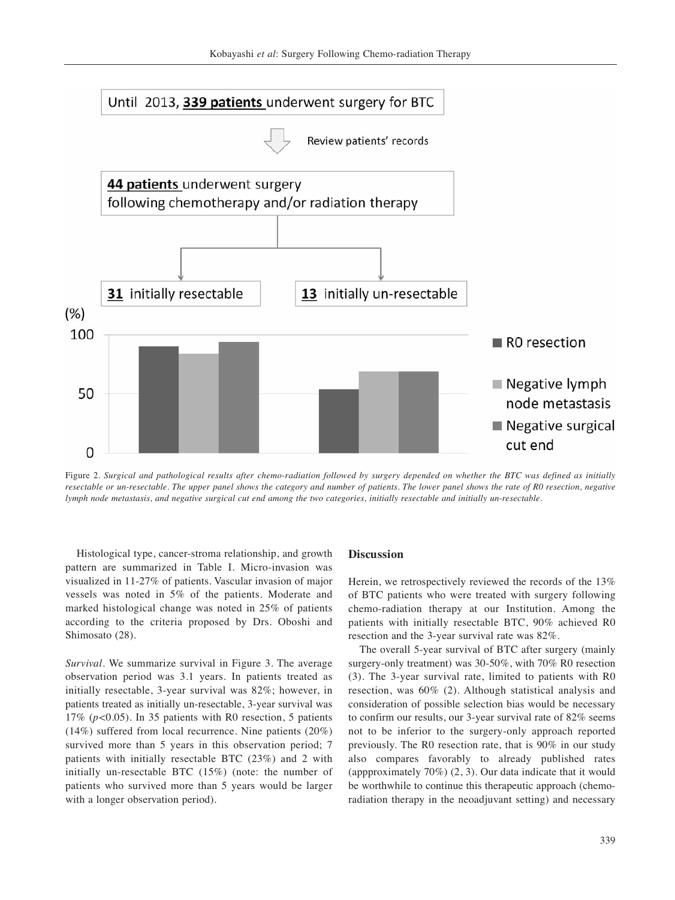Until 2013, **339 patients** underwent surgery for BTC

Review patients' records

**44 patients** underwent surgery following chemotherapy and/or radiation therapy

**31** initially resectable | **13** initially un-resectable

Figure 2. *Surgical and pathological results after chemo-radiation followed by surgery depended on whether the BTC was defined as initially resectable or un-resectable. The upper panel shows the category and number of patients. The lower panel shows the rate of R0 resection, negative lymph node metastasis, and negative surgical cut end among the two categories, initially resectable and initially un-resectable.*

Histological type, cancer-stroma relationship, and growth pattern are summarized in Table I. Micro-invasion was visualized in 11-27% of patients. Vascular invasion of major vessels was noted in 5% of the patients. Moderate and marked histological change was noted in 25% of patients according to the criteria proposed by Drs. Oboshi and Shimosato (28).

*Survival.* We summarize survival in Figure 3. The average observation period was 3.1 years. In patients treated as initially resectable, 3-year survival was 82%; however, in patients treated as initially un-resectable, 3-year survival was 17% ($p$<0.05). In 35 patients with R0 resection, 5 patients (14%) suffered from local recurrence. Nine patients (20%) survived more than 5 years in this observation period; 7 patients with initially resectable BTC (23%) and 2 with initially un-resectable BTC (15%) (note: the number of patients who survived more than 5 years would be larger with a longer observation period).

## Discussion

Herein, we retrospectively reviewed the records of the 13% of BTC patients who were treated with surgery following chemo-radiation therapy at our Institution. Among the patients with initially resectable BTC, 90% achieved R0 resection and the 3-year survival rate was 82%.

The overall 5-year survival of BTC after surgery (mainly surgery-only treatment) was 30-50%, with 70% R0 resection (3). The 3-year survival rate, limited to patients with R0 resection, was 60% (2). Although statistical analysis and consideration of possible selection bias would be necessary to confirm our results, our 3-year survival rate of 82% seems not to be inferior to the surgery-only approach reported previously. The R0 resection rate, that is 90% in our study also compares favorably to already published rates (appproximately 70%) (2, 3). Our data indicate that it would be worthwhile to continue this therapeutic approach (chemo-radiation therapy in the neoadjuvant setting) and necessary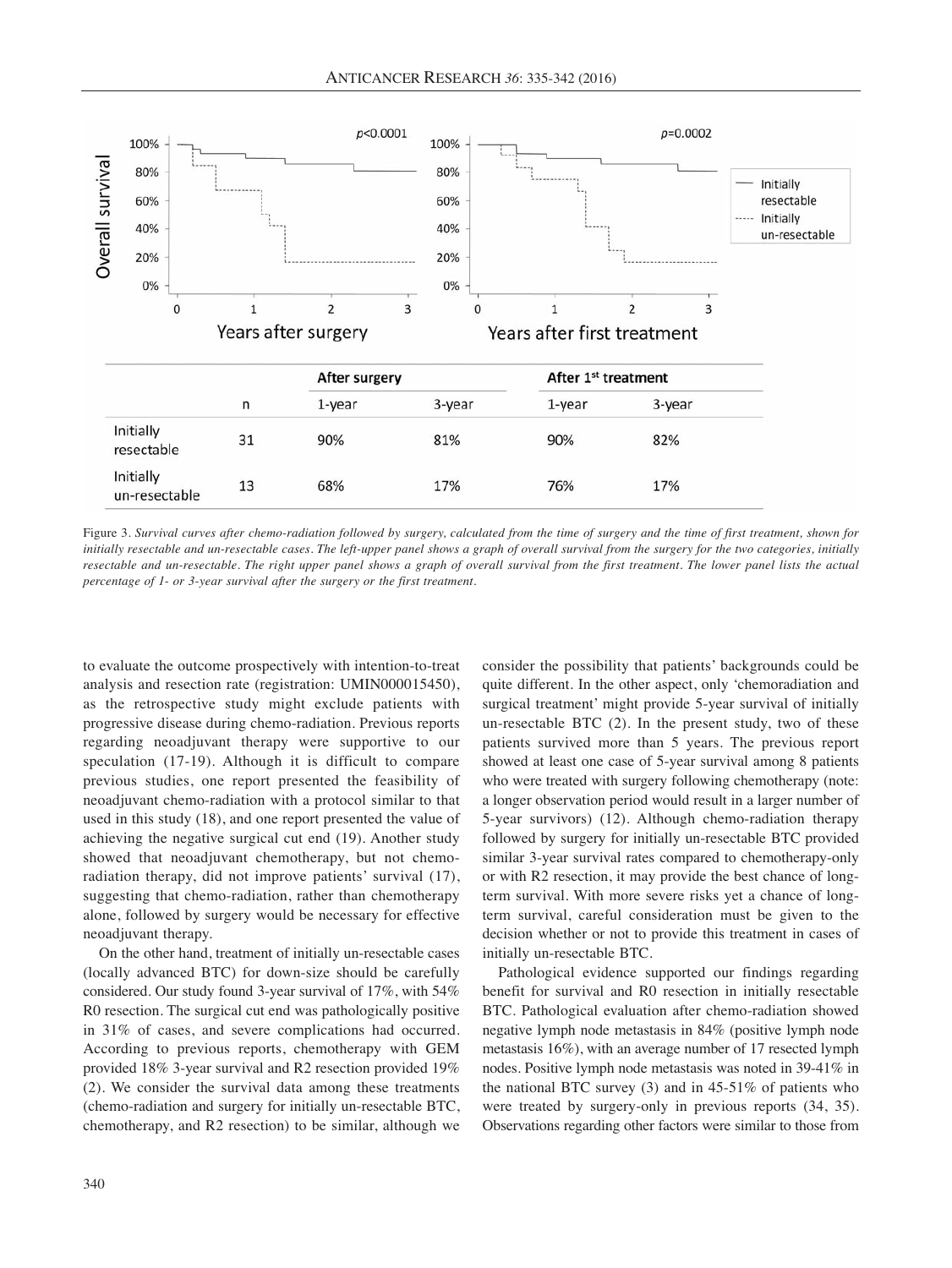|  |  | After surgery |  | After 1st treatment |  |
|---|---|---|---|---|---|
|  | n | 1-year | 3-year | 1-year | 3-year |
| Initially resectable | 31 | 90% | 81% | 90% | 82% |
| Initially un-resectable | 13 | 68% | 17% | 76% | 17% |

Figure 3. *Survival curves after chemo-radiation followed by surgery, calculated from the time of surgery and the time of first treatment, shown for initially resectable and un-resectable cases. The left-upper panel shows a graph of overall survival from the surgery for the two categories, initially resectable and un-resectable. The right upper panel shows a graph of overall survival from the first treatment. The lower panel lists the actual percentage of 1- or 3-year survival after the surgery or the first treatment.*

to evaluate the outcome prospectively with intention-to-treat analysis and resection rate (registration: UMIN000015450), as the retrospective study might exclude patients with progressive disease during chemo-radiation. Previous reports regarding neoadjuvant therapy were supportive to our speculation (17-19). Although it is difficult to compare previous studies, one report presented the feasibility of neoadjuvant chemo-radiation with a protocol similar to that used in this study (18), and one report presented the value of achieving the negative surgical cut end (19). Another study showed that neoadjuvant chemotherapy, but not chemo-radiation therapy, did not improve patients' survival (17), suggesting that chemo-radiation, rather than chemotherapy alone, followed by surgery would be necessary for effective neoadjuvant therapy.

On the other hand, treatment of initially un-resectable cases (locally advanced BTC) for down-size should be carefully considered. Our study found 3-year survival of 17%, with 54% R0 resection. The surgical cut end was pathologically positive in 31% of cases, and severe complications had occurred. According to previous reports, chemotherapy with GEM provided 18% 3-year survival and R2 resection provided 19% (2). We consider the survival data among these treatments (chemo-radiation and surgery for initially un-resectable BTC, chemotherapy, and R2 resection) to be similar, although we consider the possibility that patients' backgrounds could be quite different. In the other aspect, only 'chemoradiation and surgical treatment' might provide 5-year survival of initially un-resectable BTC (2). In the present study, two of these patients survived more than 5 years. The previous report showed at least one case of 5-year survival among 8 patients who were treated with surgery following chemotherapy (note: a longer observation period would result in a larger number of 5-year survivors) (12). Although chemo-radiation therapy followed by surgery for initially un-resectable BTC provided similar 3-year survival rates compared to chemotherapy-only or with R2 resection, it may provide the best chance of long-term survival. With more severe risks yet a chance of long-term survival, careful consideration must be given to the decision whether or not to provide this treatment in cases of initially un-resectable BTC.

Pathological evidence supported our findings regarding benefit for survival and R0 resection in initially resectable BTC. Pathological evaluation after chemo-radiation showed negative lymph node metastasis in 84% (positive lymph node metastasis 16%), with an average number of 17 resected lymph nodes. Positive lymph node metastasis was noted in 39-41% in the national BTC survey (3) and in 45-51% of patients who were treated by surgery-only in previous reports (34, 35). Observations regarding other factors were similar to those from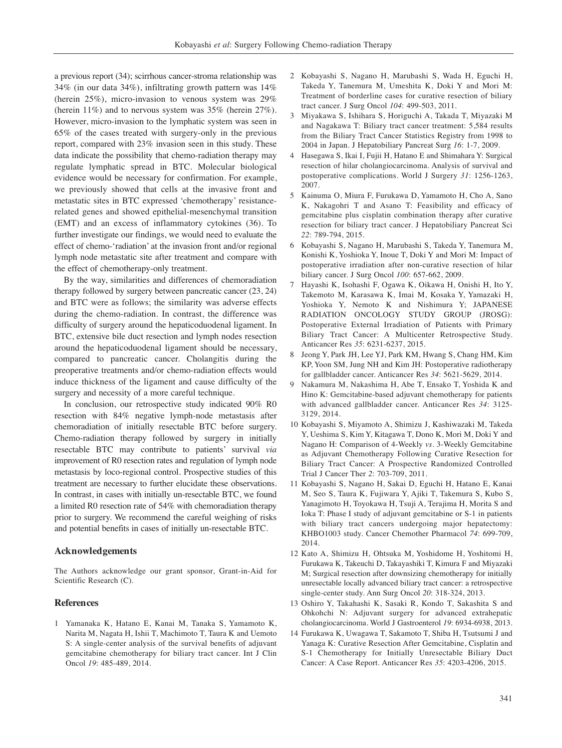a previous report (34); scirrhous cancer-stroma relationship was 34% (in our data 34%), infiltrating growth pattern was 14% (herein 25%), micro-invasion to venous system was 29% (herein 11%) and to nervous system was 35% (herein 27%). However, micro-invasion to the lymphatic system was seen in 65% of the cases treated with surgery-only in the previous report, compared with 23% invasion seen in this study. These data indicate the possibility that chemo-radiation therapy may regulate lymphatic spread in BTC. Molecular biological evidence would be necessary for confirmation. For example, we previously showed that cells at the invasive front and metastatic sites in BTC expressed 'chemotherapy' resistance-related genes and showed epithelial-mesenchymal transition (EMT) and an excess of inflammatory cytokines (36). To further investigate our findings, we would need to evaluate the effect of chemo-'radiation' at the invasion front and/or regional lymph node metastatic site after treatment and compare with the effect of chemotherapy-only treatment.

By the way, similarities and differences of chemoradiation therapy followed by surgery between pancreatic cancer (23, 24) and BTC were as follows; the similarity was adverse effects during the chemo-radiation. In contrast, the difference was difficulty of surgery around the hepaticoduodenal ligament. In BTC, extensive bile duct resection and lymph nodes resection around the hepaticoduodenal ligament should be necessary, compared to pancreatic cancer. Cholangitis during the preoperative treatments and/or chemo-radiation effects would induce thickness of the ligament and cause difficulty of the surgery and necessity of a more careful technique.

In conclusion, our retrospective study indicated 90% R0 resection with 84% negative lymph-node metastasis after chemoradiation of initially resectable BTC before surgery. Chemo-radiation therapy followed by surgery in initially resectable BTC may contribute to patients' survival *via* improvement of R0 resection rates and regulation of lymph node metastasis by loco-regional control. Prospective studies of this treatment are necessary to further elucidate these observations. In contrast, in cases with initially un-resectable BTC, we found a limited R0 resection rate of 54% with chemoradiation therapy prior to surgery. We recommend the careful weighing of risks and potential benefits in cases of initially un-resectable BTC.

## Acknowledgements

The Authors acknowledge our grant sponsor, Grant-in-Aid for Scientific Research (C).

## References

1. Yamanaka K, Hatano E, Kanai M, Tanaka S, Yamamoto K, Narita M, Nagata H, Ishii T, Machimoto T, Taura K and Uemoto S: A single-center analysis of the survival benefits of adjuvant gemcitabine chemotherapy for biliary tract cancer. Int J Clin Oncol *19*: 485-489, 2014.
2. Kobayashi S, Nagano H, Marubashi S, Wada H, Eguchi H, Takeda Y, Tanemura M, Umeshita K, Doki Y and Mori M: Treatment of borderline cases for curative resection of biliary tract cancer. J Surg Oncol *104*: 499-503, 2011.
3. Miyakawa S, Ishihara S, Horiguchi A, Takada T, Miyazaki M and Nagakawa T: Biliary tract cancer treatment: 5,584 results from the Biliary Tract Cancer Statistics Registry from 1998 to 2004 in Japan. J Hepatobiliary Pancreat Surg *16*: 1-7, 2009.
4. Hasegawa S, Ikai I, Fujii H, Hatano E and Shimahara Y: Surgical resection of hilar cholangiocarcinoma. Analysis of survival and postoperative complications. World J Surgery *31*: 1256-1263, 2007.
5. Kainuma O, Miura F, Furukawa D, Yamamoto H, Cho A, Sano K, Nakagohri T and Asano T: Feasibility and efficacy of gemcitabine plus cisplatin combination therapy after curative resection for biliary tract cancer. J Hepatobiliary Pancreat Sci *22*: 789-794, 2015.
6. Kobayashi S, Nagano H, Marubashi S, Takeda Y, Tanemura M, Konishi K, Yoshioka Y, Inoue T, Doki Y and Mori M: Impact of postoperative irradiation after non-curative resection of hilar biliary cancer. J Surg Oncol *100*: 657-662, 2009.
7. Hayashi K, Isohashi F, Ogawa K, Oikawa H, Onishi H, Ito Y, Takemoto M, Karasawa K, Imai M, Kosaka Y, Yamazaki H, Yoshioka Y, Nemoto K and Nishimura Y; JAPANESE RADIATION ONCOLOGY STUDY GROUP (JROSG): Postoperative External Irradiation of Patients with Primary Biliary Tract Cancer: A Multicenter Retrospective Study. Anticancer Res *35*: 6231-6237, 2015.
8. Jeong Y, Park JH, Lee YJ, Park KM, Hwang S, Chang HM, Kim KP, Yoon SM, Jung NH and Kim JH: Postoperative radiotherapy for gallbladder cancer. Anticancer Res *34*: 5621-5629, 2014.
9. Nakamura M, Nakashima H, Abe T, Ensako T, Yoshida K and Hino K: Gemcitabine-based adjuvant chemotherapy for patients with advanced gallbladder cancer. Anticancer Res *34*: 3125-3129, 2014.
10. Kobayashi S, Miyamoto A, Shimizu J, Kashiwazaki M, Takeda Y, Ueshima S, Kim Y, Kitagawa T, Dono K, Mori M, Doki Y and Nagano H: Comparison of 4-Weekly *vs*. 3-Weekly Gemcitabine as Adjuvant Chemotherapy Following Curative Resection for Biliary Tract Cancer: A Prospective Randomized Controlled Trial J Cancer Ther *2*: 703-709, 2011.
11. Kobayashi S, Nagano H, Sakai D, Eguchi H, Hatano E, Kanai M, Seo S, Taura K, Fujiwara Y, Ajiki T, Takemura S, Kubo S, Yanagimoto H, Toyokawa H, Tsuji A, Terajima H, Morita S and Ioka T: Phase I study of adjuvant gemcitabine or S-1 in patients with biliary tract cancers undergoing major hepatectomy: KHBO1003 study. Cancer Chemother Pharmacol *74*: 699-709, 2014.
12. Kato A, Shimizu H, Ohtsuka M, Yoshidome H, Yoshitomi H, Furukawa K, Takeuchi D, Takayashiki T, Kimura F and Miyazaki M; Surgical resection after downsizing chemotherapy for initially unresectable locally advanced biliary tract cancer: a retrospective single-center study. Ann Surg Oncol *20*: 318-324, 2013.
13. Oshiro Y, Takahashi K, Sasaki R, Kondo T, Sakashita S and Ohkohchi N: Adjuvant surgery for advanced extrahepatic cholangiocarcinoma. World J Gastroenterol *19*: 6934-6938, 2013.
14. Furukawa K, Uwagawa T, Sakamoto T, Shiba H, Tsutsumi J and Yanaga K: Curative Resection After Gemcitabine, Cisplatin and S-1 Chemotherapy for Initially Unresectable Biliary Duct Cancer: A Case Report. Anticancer Res *35*: 4203-4206, 2015.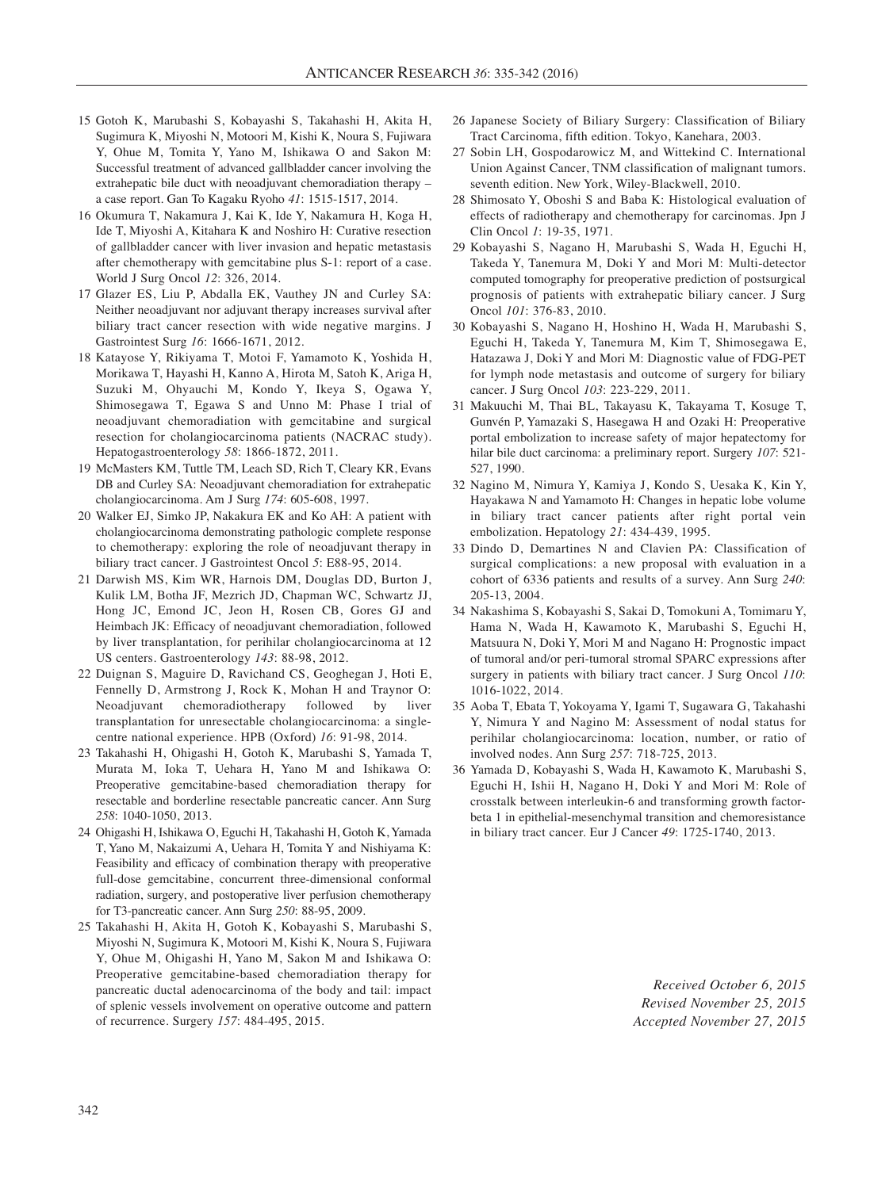15 Gotoh K, Marubashi S, Kobayashi S, Takahashi H, Akita H, Sugimura K, Miyoshi N, Motoori M, Kishi K, Noura S, Fujiwara Y, Ohue M, Tomita Y, Yano M, Ishikawa O and Sakon M: Successful treatment of advanced gallbladder cancer involving the extrahepatic bile duct with neoadjuvant chemoradiation therapy – a case report. Gan To Kagaku Ryoho *41*: 1515-1517, 2014.

16 Okumura T, Nakamura J, Kai K, Ide Y, Nakamura H, Koga H, Ide T, Miyoshi A, Kitahara K and Noshiro H: Curative resection of gallbladder cancer with liver invasion and hepatic metastasis after chemotherapy with gemcitabine plus S-1: report of a case. World J Surg Oncol *12*: 326, 2014.

17 Glazer ES, Liu P, Abdalla EK, Vauthey JN and Curley SA: Neither neoadjuvant nor adjuvant therapy increases survival after biliary tract cancer resection with wide negative margins. J Gastrointest Surg *16*: 1666-1671, 2012.

18 Katayose Y, Rikiyama T, Motoi F, Yamamoto K, Yoshida H, Morikawa T, Hayashi H, Kanno A, Hirota M, Satoh K, Ariga H, Suzuki M, Ohyauchi M, Kondo Y, Ikeya S, Ogawa Y, Shimosegawa T, Egawa S and Unno M: Phase I trial of neoadjuvant chemoradiation with gemcitabine and surgical resection for cholangiocarcinoma patients (NACRAC study). Hepatogastroenterology *58*: 1866-1872, 2011.

19 McMasters KM, Tuttle TM, Leach SD, Rich T, Cleary KR, Evans DB and Curley SA: Neoadjuvant chemoradiation for extrahepatic cholangiocarcinoma. Am J Surg *174*: 605-608, 1997.

20 Walker EJ, Simko JP, Nakakura EK and Ko AH: A patient with cholangiocarcinoma demonstrating pathologic complete response to chemotherapy: exploring the role of neoadjuvant therapy in biliary tract cancer. J Gastrointest Oncol *5*: E88-95, 2014.

21 Darwish MS, Kim WR, Harnois DM, Douglas DD, Burton J, Kulik LM, Botha JF, Mezrich JD, Chapman WC, Schwartz JJ, Hong JC, Emond JC, Jeon H, Rosen CB, Gores GJ and Heimbach JK: Efficacy of neoadjuvant chemoradiation, followed by liver transplantation, for perihilar cholangiocarcinoma at 12 US centers. Gastroenterology *143*: 88-98, 2012.

22 Duignan S, Maguire D, Ravichand CS, Geoghegan J, Hoti E, Fennelly D, Armstrong J, Rock K, Mohan H and Traynor O: Neoadjuvant chemoradiotherapy followed by liver transplantation for unresectable cholangiocarcinoma: a single-centre national experience. HPB (Oxford) *16*: 91-98, 2014.

23 Takahashi H, Ohigashi H, Gotoh K, Marubashi S, Yamada T, Murata M, Ioka T, Uehara H, Yano M and Ishikawa O: Preoperative gemcitabine-based chemoradiation therapy for resectable and borderline resectable pancreatic cancer. Ann Surg *258*: 1040-1050, 2013.

24 Ohigashi H, Ishikawa O, Eguchi H, Takahashi H, Gotoh K, Yamada T, Yano M, Nakaizumi A, Uehara H, Tomita Y and Nishiyama K: Feasibility and efficacy of combination therapy with preoperative full-dose gemcitabine, concurrent three-dimensional conformal radiation, surgery, and postoperative liver perfusion chemotherapy for T3-pancreatic cancer. Ann Surg *250*: 88-95, 2009.

25 Takahashi H, Akita H, Gotoh K, Kobayashi S, Marubashi S, Miyoshi N, Sugimura K, Motoori M, Kishi K, Noura S, Fujiwara Y, Ohue M, Ohigashi H, Yano M, Sakon M and Ishikawa O: Preoperative gemcitabine-based chemoradiation therapy for pancreatic ductal adenocarcinoma of the body and tail: impact of splenic vessels involvement on operative outcome and pattern of recurrence. Surgery *157*: 484-495, 2015.

26 Japanese Society of Biliary Surgery: Classification of Biliary Tract Carcinoma, fifth edition. Tokyo, Kanehara, 2003.

27 Sobin LH, Gospodarowicz M, and Wittekind C. International Union Against Cancer, TNM classification of malignant tumors. seventh edition. New York, Wiley-Blackwell, 2010.

28 Shimosato Y, Oboshi S and Baba K: Histological evaluation of effects of radiotherapy and chemotherapy for carcinomas. Jpn J Clin Oncol *1*: 19-35, 1971.

29 Kobayashi S, Nagano H, Marubashi S, Wada H, Eguchi H, Takeda Y, Tanemura M, Doki Y and Mori M: Multi-detector computed tomography for preoperative prediction of postsurgical prognosis of patients with extrahepatic biliary cancer. J Surg Oncol *101*: 376-83, 2010.

30 Kobayashi S, Nagano H, Hoshino H, Wada H, Marubashi S, Eguchi H, Takeda Y, Tanemura M, Kim T, Shimosegawa E, Hatazawa J, Doki Y and Mori M: Diagnostic value of FDG-PET for lymph node metastasis and outcome of surgery for biliary cancer. J Surg Oncol *103*: 223-229, 2011.

31 Makuuchi M, Thai BL, Takayasu K, Takayama T, Kosuge T, Gunvén P, Yamazaki S, Hasegawa H and Ozaki H: Preoperative portal embolization to increase safety of major hepatectomy for hilar bile duct carcinoma: a preliminary report. Surgery *107*: 521-527, 1990.

32 Nagino M, Nimura Y, Kamiya J, Kondo S, Uesaka K, Kin Y, Hayakawa N and Yamamoto H: Changes in hepatic lobe volume in biliary tract cancer patients after right portal vein embolization. Hepatology *21*: 434-439, 1995.

33 Dindo D, Demartines N and Clavien PA: Classification of surgical complications: a new proposal with evaluation in a cohort of 6336 patients and results of a survey. Ann Surg *240*: 205-13, 2004.

34 Nakashima S, Kobayashi S, Sakai D, Tomokuni A, Tomimaru Y, Hama N, Wada H, Kawamoto K, Marubashi S, Eguchi H, Matsuura N, Doki Y, Mori M and Nagano H: Prognostic impact of tumoral and/or peri-tumoral stromal SPARC expressions after surgery in patients with biliary tract cancer. J Surg Oncol *110*: 1016-1022, 2014.

35 Aoba T, Ebata T, Yokoyama Y, Igami T, Sugawara G, Takahashi Y, Nimura Y and Nagino M: Assessment of nodal status for perihilar cholangiocarcinoma: location, number, or ratio of involved nodes. Ann Surg *257*: 718-725, 2013.

36 Yamada D, Kobayashi S, Wada H, Kawamoto K, Marubashi S, Eguchi H, Ishii H, Nagano H, Doki Y and Mori M: Role of crosstalk between interleukin-6 and transforming growth factor-beta 1 in epithelial-mesenchymal transition and chemoresistance in biliary tract cancer. Eur J Cancer *49*: 1725-1740, 2013.

*Received October 6, 2015*
*Revised November 25, 2015*
*Accepted November 27, 2015*